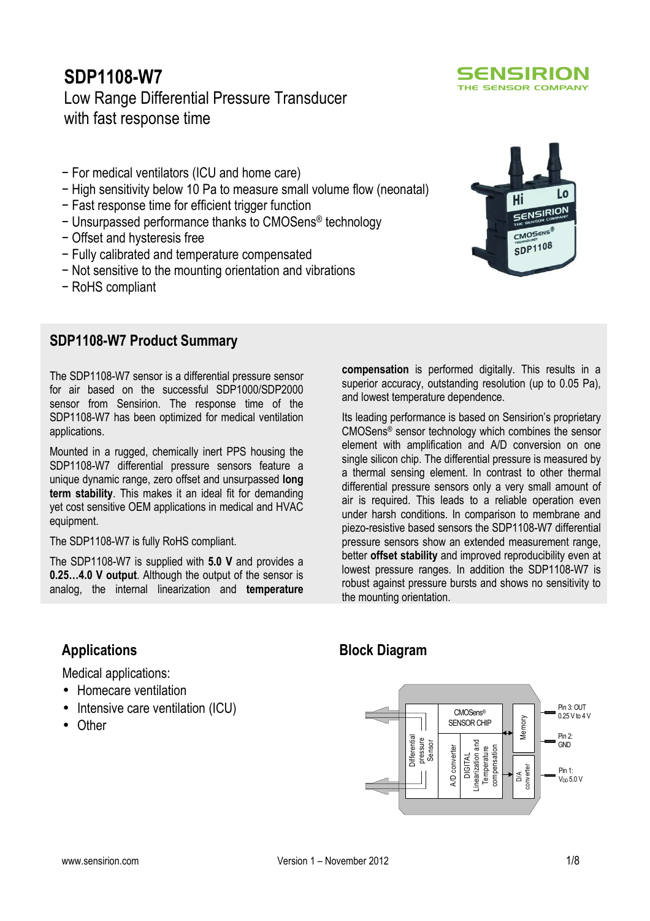# SDP1108-W7

Low Range Differential Pressure Transducer
with fast response time

- For medical ventilators (ICU and home care)
- High sensitivity below 10 Pa to measure small volume flow (neonatal)
- Fast response time for efficient trigger function
- Unsurpassed performance thanks to CMOSens® technology
- Offset and hysteresis free
- Fully calibrated and temperature compensated
- Not sensitive to the mounting orientation and vibrations
- RoHS compliant

## SDP1108-W7 Product Summary

The SDP1108-W7 sensor is a differential pressure sensor for air based on the successful SDP1000/SDP2000 sensor from Sensirion. The response time of the SDP1108-W7 has been optimized for medical ventilation applications.

Mounted in a rugged, chemically inert PPS housing the SDP1108-W7 differential pressure sensors feature a unique dynamic range, zero offset and unsurpassed **long term stability**. This makes it an ideal fit for demanding yet cost sensitive OEM applications in medical and HVAC equipment.

The SDP1108-W7 is fully RoHS compliant.

The SDP1108-W7 is supplied with **5.0 V** and provides a **0.25…4.0 V output**. Although the output of the sensor is analog, the internal linearization and **temperature compensation** is performed digitally. This results in a superior accuracy, outstanding resolution (up to 0.05 Pa), and lowest temperature dependence.

Its leading performance is based on Sensirion's proprietary CMOSens® sensor technology which combines the sensor element with amplification and A/D conversion on one single silicon chip. The differential pressure is measured by a thermal sensing element. In contrast to other thermal differential pressure sensors only a very small amount of air is required. This leads to a reliable operation even under harsh conditions. In comparison to membrane and piezo-resistive based sensors the SDP1108-W7 differential pressure sensors show an extended measurement range, better **offset stability** and improved reproducibility even at lowest pressure ranges. In addition the SDP1108-W7 is robust against pressure bursts and shows no sensitivity to the mounting orientation.

## Applications

Medical applications:

- Homecare ventilation
- Intensive care ventilation (ICU)
- Other

## Block Diagram

Differential pressure Sensor | CMOSens® SENSOR CHIP: A/D converter, DIGITAL Linearization and Temperature compensation | Memory | D/A converter

Pin 3: OUT 0.25 V to 4 V

Pin 2: GND

Pin 1: $V_{DD}$ 5.0 V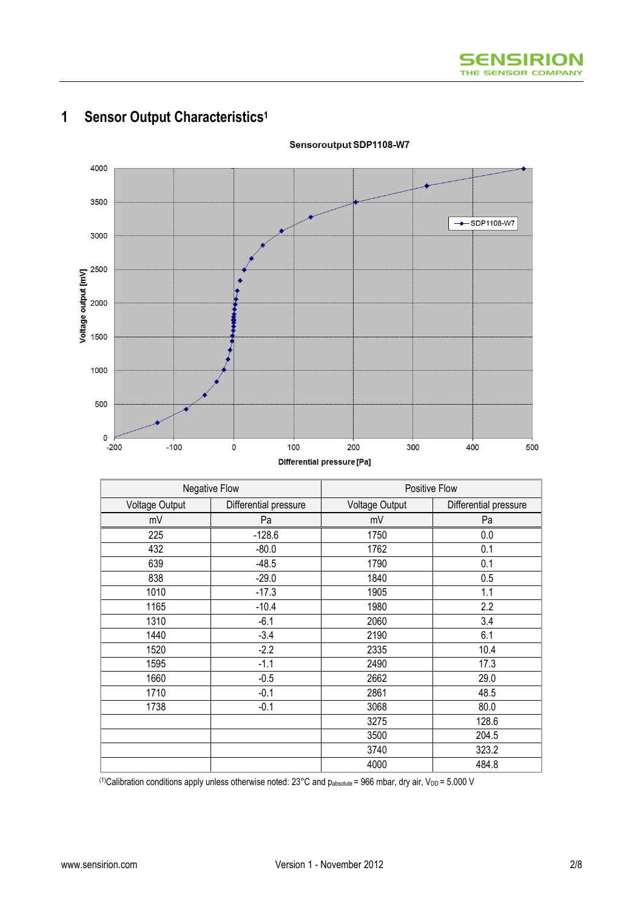# 1 Sensor Output Characteristics[1]

| Negative Flow | | Positive Flow | |
|---|---|---|---|
| Voltage Output | Differential pressure | Voltage Output | Differential pressure |
| mV | Pa | mV | Pa |
| 225 | -128.6 | 1750 | 0.0 |
| 432 | -80.0 | 1762 | 0.1 |
| 639 | -48.5 | 1790 | 0.1 |
| 838 | -29.0 | 1840 | 0.5 |
| 1010 | -17.3 | 1905 | 1.1 |
| 1165 | -10.4 | 1980 | 2.2 |
| 1310 | -6.1 | 2060 | 3.4 |
| 1440 | -3.4 | 2190 | 6.1 |
| 1520 | -2.2 | 2335 | 10.4 |
| 1595 | -1.1 | 2490 | 17.3 |
| 1660 | -0.5 | 2662 | 29.0 |
| 1710 | -0.1 | 2861 | 48.5 |
| 1738 | -0.1 | 3068 | 80.0 |
| | | 3275 | 128.6 |
| | | 3500 | 204.5 |
| | | 3740 | 323.2 |
| | | 4000 | 484.8 |

[1] Calibration conditions apply unless otherwise noted: 23°C and $p_{absolute}$ = 966 mbar, dry air, $V_{DD}$ = 5.000 V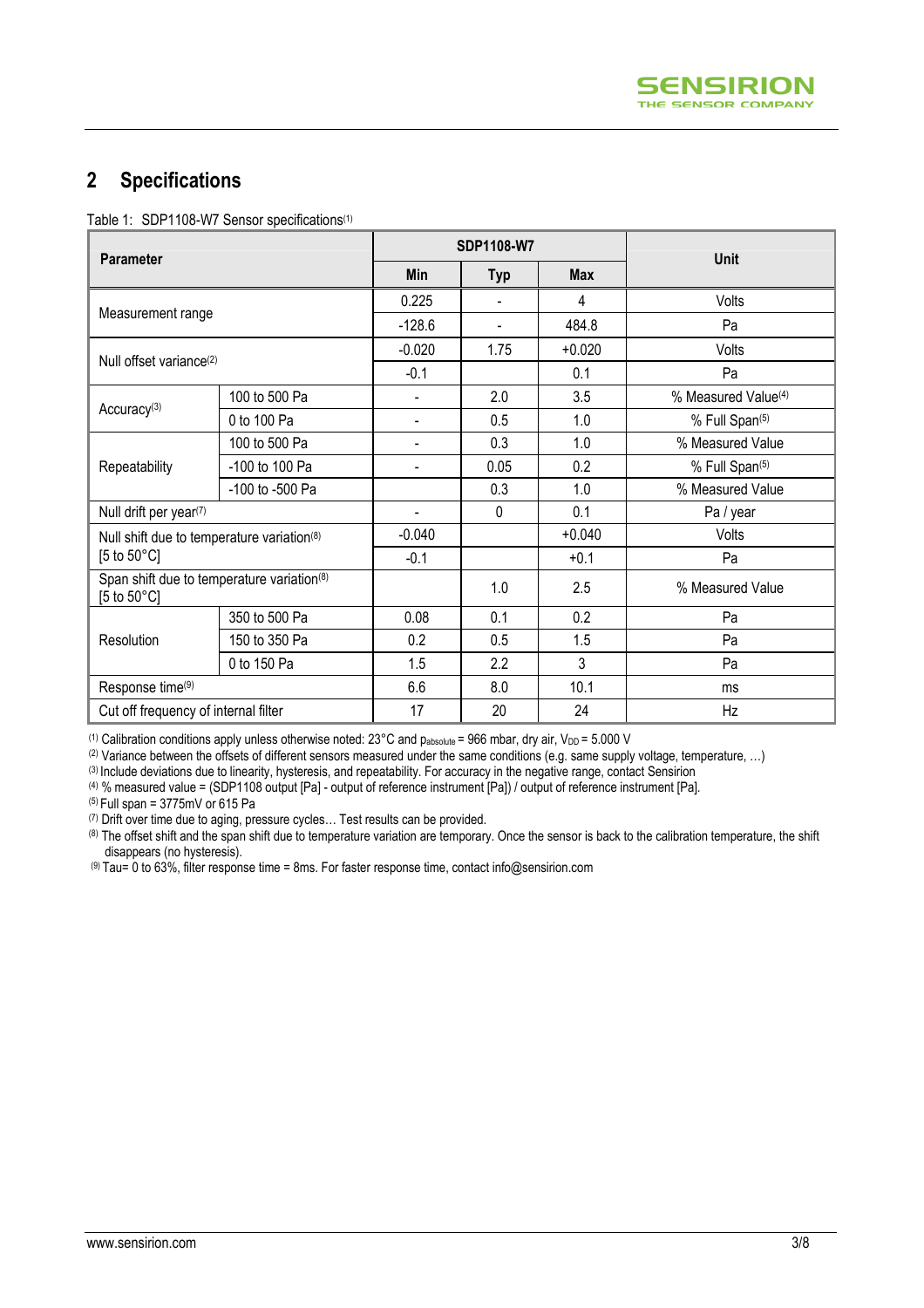## 2 Specifications

Table 1: SDP1108-W7 Sensor specifications[1]

| Parameter | | SDP1108-W7 | | | Unit |
|---|---|---|---|---|---|
| | | Min | Typ | Max | |
| Measurement range | | 0.225 | - | 4 | Volts |
| | | -128.6 | - | 484.8 | Pa |
| Null offset variance[2] | | -0.020 | 1.75 | +0.020 | Volts |
| | | -0.1 | | 0.1 | Pa |
| Accuracy[3] | 100 to 500 Pa | - | 2.0 | 3.5 | % Measured Value[4] |
| | 0 to 100 Pa | - | 0.5 | 1.0 | % Full Span[5] |
| Repeatability | 100 to 500 Pa | - | 0.3 | 1.0 | % Measured Value |
| | -100 to 100 Pa | - | 0.05 | 0.2 | % Full Span[5] |
| | -100 to -500 Pa | | 0.3 | 1.0 | % Measured Value |
| Null drift per year[7] | | - | 0 | 0.1 | Pa / year |
| Null shift due to temperature variation[8] [5 to 50°C] | | -0.040 | | +0.040 | Volts |
| | | -0.1 | | +0.1 | Pa |
| Span shift due to temperature variation[8] [5 to 50°C] | | | 1.0 | 2.5 | % Measured Value |
| Resolution | 350 to 500 Pa | 0.08 | 0.1 | 0.2 | Pa |
| | 150 to 350 Pa | 0.2 | 0.5 | 1.5 | Pa |
| | 0 to 150 Pa | 1.5 | 2.2 | 3 | Pa |
| Response time[9] | | 6.6 | 8.0 | 10.1 | ms |
| Cut off frequency of internal filter | | 17 | 20 | 24 | Hz |

[1] Calibration conditions apply unless otherwise noted: 23°C and $p_{absolute}$ = 966 mbar, dry air, $V_{DD}$ = 5.000 V

[2] Variance between the offsets of different sensors measured under the same conditions (e.g. same supply voltage, temperature, …)

[3] Include deviations due to linearity, hysteresis, and repeatability. For accuracy in the negative range, contact Sensirion

[4] % measured value = (SDP1108 output [Pa] - output of reference instrument [Pa]) / output of reference instrument [Pa].

[5] Full span = 3775mV or 615 Pa

[7] Drift over time due to aging, pressure cycles… Test results can be provided.

[8] The offset shift and the span shift due to temperature variation are temporary. Once the sensor is back to the calibration temperature, the shift disappears (no hysteresis).

[9] Tau= 0 to 63%, filter response time = 8ms. For faster response time, contact info@sensirion.com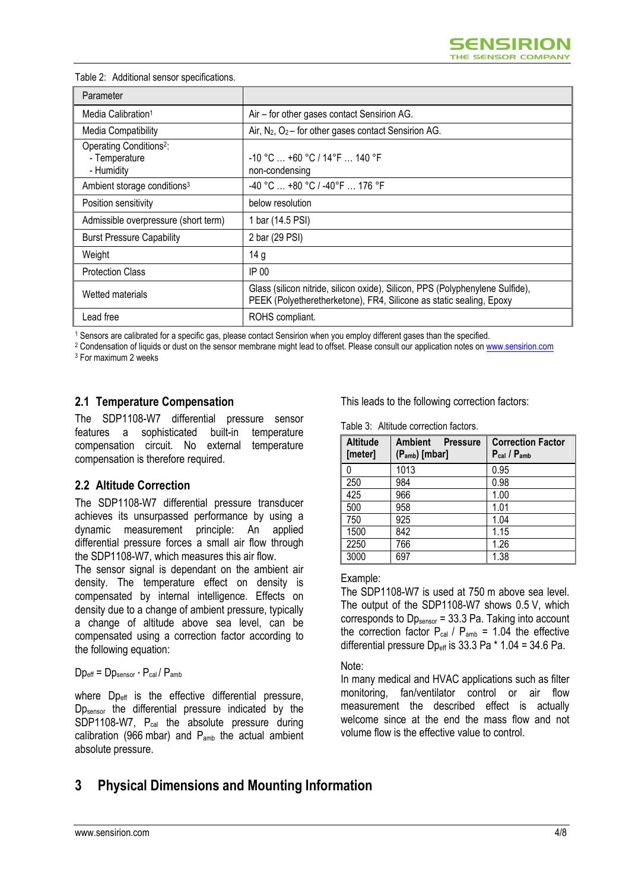Table 2: Additional sensor specifications.

| Parameter | |
|---|---|
| Media Calibration[1] | Air – for other gases contact Sensirion AG. |
| Media Compatibility | Air, $N_2$, $O_2$ – for other gases contact Sensirion AG. |
| Operating Conditions[2]: - Temperature - Humidity | -10 °C … +60 °C / 14°F … 140 °F non-condensing |
| Ambient storage conditions[3] | -40 °C … +80 °C / -40°F … 176 °F |
| Position sensitivity | below resolution |
| Admissible overpressure (short term) | 1 bar (14.5 PSI) |
| Burst Pressure Capability | 2 bar (29 PSI) |
| Weight | 14 g |
| Protection Class | IP 00 |
| Wetted materials | Glass (silicon nitride, silicon oxide), Silicon, PPS (Polyphenylene Sulfide), PEEK (Polyetheretherketone), FR4, Silicone as static sealing, Epoxy |
| Lead free | ROHS compliant. |

[1] Sensors are calibrated for a specific gas, please contact Sensirion when you employ different gases than the specified.
[2] Condensation of liquids or dust on the sensor membrane might lead to offset. Please consult our application notes on www.sensirion.com
[3] For maximum 2 weeks

## 2.1 Temperature Compensation

The SDP1108-W7 differential pressure sensor features a sophisticated built-in temperature compensation circuit. No external temperature compensation is therefore required.

## 2.2 Altitude Correction

The SDP1108-W7 differential pressure transducer achieves its unsurpassed performance by using a dynamic measurement principle: An applied differential pressure forces a small air flow through the SDP1108-W7, which measures this air flow.
The sensor signal is dependant on the ambient air density. The temperature effect on density is compensated by internal intelligence. Effects on density due to a change of ambient pressure, typically a change of altitude above sea level, can be compensated using a correction factor according to the following equation:

$$Dp_{eff} = Dp_{sensor} \cdot P_{cal} / P_{amb}$$

where $Dp_{eff}$ is the effective differential pressure, $Dp_{sensor}$ the differential pressure indicated by the SDP1108-W7, $P_{cal}$ the absolute pressure during calibration (966 mbar) and $P_{amb}$ the actual ambient absolute pressure.

This leads to the following correction factors:

Table 3: Altitude correction factors.

| Altitude [meter] | Ambient Pressure ($P_{amb}$) [mbar] | Correction Factor $P_{cal}$ / $P_{amb}$ |
|---|---|---|
| 0 | 1013 | 0.95 |
| 250 | 984 | 0.98 |
| 425 | 966 | 1.00 |
| 500 | 958 | 1.01 |
| 750 | 925 | 1.04 |
| 1500 | 842 | 1.15 |
| 2250 | 766 | 1.26 |
| 3000 | 697 | 1.38 |

Example:
The SDP1108-W7 is used at 750 m above sea level. The output of the SDP1108-W7 shows 0.5 V, which corresponds to $Dp_{sensor}$ = 33.3 Pa. Taking into account the correction factor $P_{cal}$ / $P_{amb}$ = 1.04 the effective differential pressure $Dp_{eff}$ is 33.3 Pa * 1.04 = 34.6 Pa.

Note:
In many medical and HVAC applications such as filter monitoring, fan/ventilator control or air flow measurement the described effect is actually welcome since at the end the mass flow and not volume flow is the effective value to control.

# 3 Physical Dimensions and Mounting Information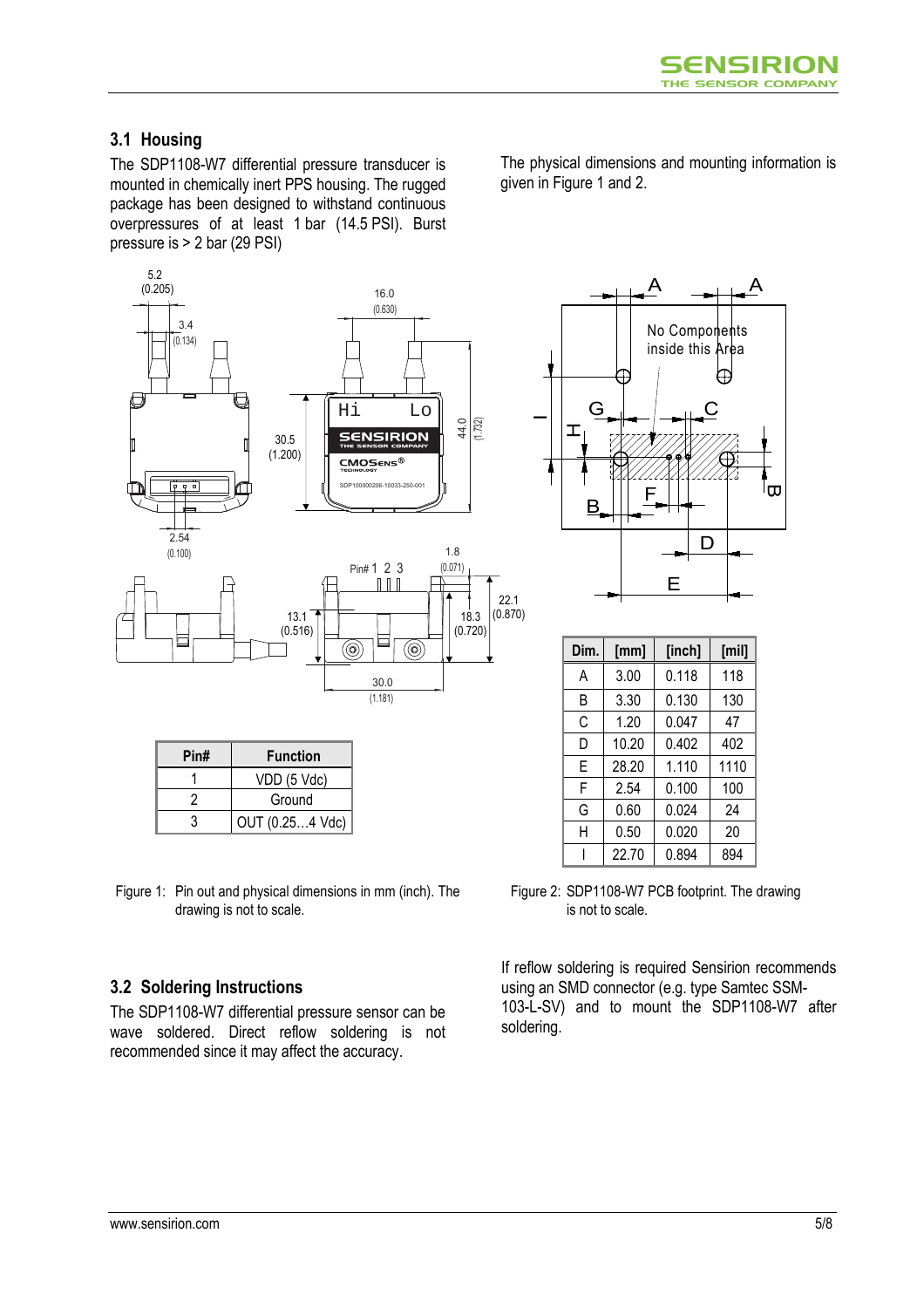## 3.1 Housing

The SDP1108-W7 differential pressure transducer is mounted in chemically inert PPS housing. The rugged package has been designed to withstand continuous overpressures of at least 1 bar (14.5 PSI). Burst pressure is > 2 bar (29 PSI)

The physical dimensions and mounting information is given in Figure 1 and 2.

| Pin# | Function |
|---|---|
| 1 | VDD (5 Vdc) |
| 2 | Ground |
| 3 | OUT (0.25…4 Vdc) |

Figure 1: Pin out and physical dimensions in mm (inch). The drawing is not to scale.

| Dim. | [mm] | [inch] | [mil] |
|---|---|---|---|
| A | 3.00 | 0.118 | 118 |
| B | 3.30 | 0.130 | 130 |
| C | 1.20 | 0.047 | 47 |
| D | 10.20 | 0.402 | 402 |
| E | 28.20 | 1.110 | 1110 |
| F | 2.54 | 0.100 | 100 |
| G | 0.60 | 0.024 | 24 |
| H | 0.50 | 0.020 | 20 |
| I | 22.70 | 0.894 | 894 |

Figure 2: SDP1108-W7 PCB footprint. The drawing is not to scale.

## 3.2 Soldering Instructions

The SDP1108-W7 differential pressure sensor can be wave soldered. Direct reflow soldering is not recommended since it may affect the accuracy.

If reflow soldering is required Sensirion recommends using an SMD connector (e.g. type Samtec SSM-103-L-SV) and to mount the SDP1108-W7 after soldering.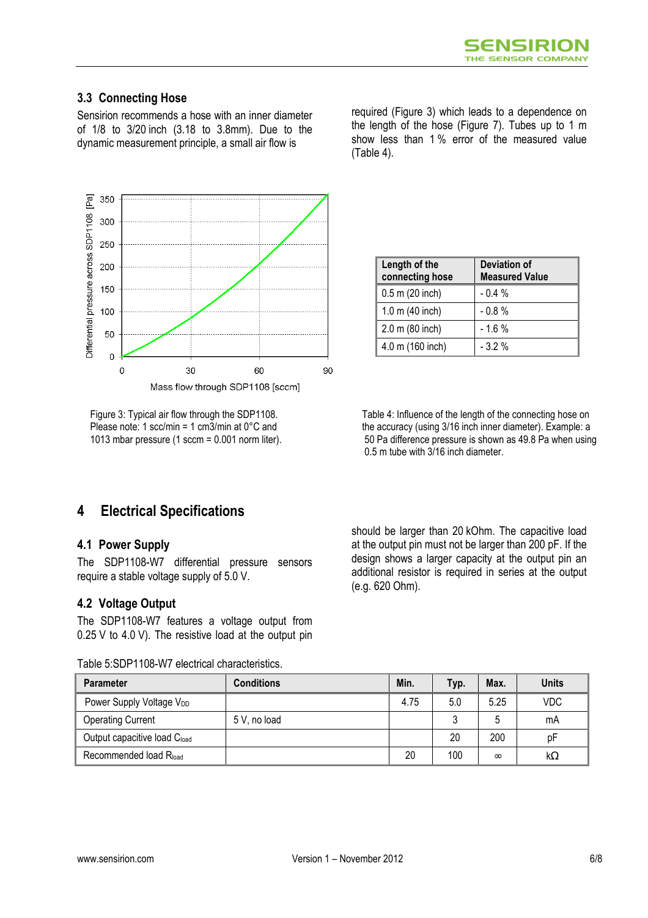### 3.3 Connecting Hose

Sensirion recommends a hose with an inner diameter of 1/8 to 3/20 inch (3.18 to 3.8mm). Due to the dynamic measurement principle, a small air flow is required (Figure 3) which leads to a dependence on the length of the hose (Figure 7). Tubes up to 1 m show less than 1 % error of the measured value (Table 4).

Figure 3: Typical air flow through the SDP1108. Please note: 1 scc/min = 1 cm3/min at 0°C and 1013 mbar pressure (1 sccm = 0.001 norm liter).

| Length of the connecting hose | Deviation of Measured Value |
|---|---|
| 0.5 m (20 inch) | - 0.4 % |
| 1.0 m (40 inch) | - 0.8 % |
| 2.0 m (80 inch) | - 1.6 % |
| 4.0 m (160 inch) | - 3.2 % |

Table 4: Influence of the length of the connecting hose on the accuracy (using 3/16 inch inner diameter). Example: a 50 Pa difference pressure is shown as 49.8 Pa when using 0.5 m tube with 3/16 inch diameter.

# 4 Electrical Specifications

### 4.1 Power Supply

The SDP1108-W7 differential pressure sensors require a stable voltage supply of 5.0 V.

### 4.2 Voltage Output

The SDP1108-W7 features a voltage output from 0.25 V to 4.0 V). The resistive load at the output pin should be larger than 20 kOhm. The capacitive load at the output pin must not be larger than 200 pF. If the design shows a larger capacity at the output pin an additional resistor is required in series at the output (e.g. 620 Ohm).

Table 5:SDP1108-W7 electrical characteristics.

| Parameter | Conditions | Min. | Typ. | Max. | Units |
|---|---|---|---|---|---|
| Power Supply Voltage $V_{DD}$ | | 4.75 | 5.0 | 5.25 | VDC |
| Operating Current | 5 V, no load | | 3 | 5 | mA |
| Output capacitive load $C_{load}$ | | | 20 | 200 | pF |
| Recommended load $R_{load}$ | | 20 | 100 | ∞ | kΩ |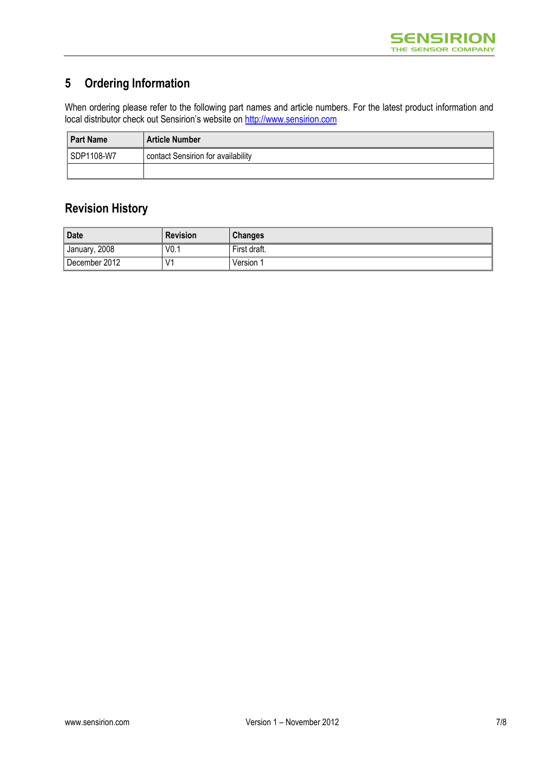# 5 Ordering Information

When ordering please refer to the following part names and article numbers. For the latest product information and local distributor check out Sensirion's website on http://www.sensirion.com

| Part Name | Article Number |
|---|---|
| SDP1108-W7 | contact Sensirion for availability |
| | |

# Revision History

| Date | Revision | Changes |
|---|---|---|
| January, 2008 | V0.1 | First draft. |
| December 2012 | V1 | Version 1 |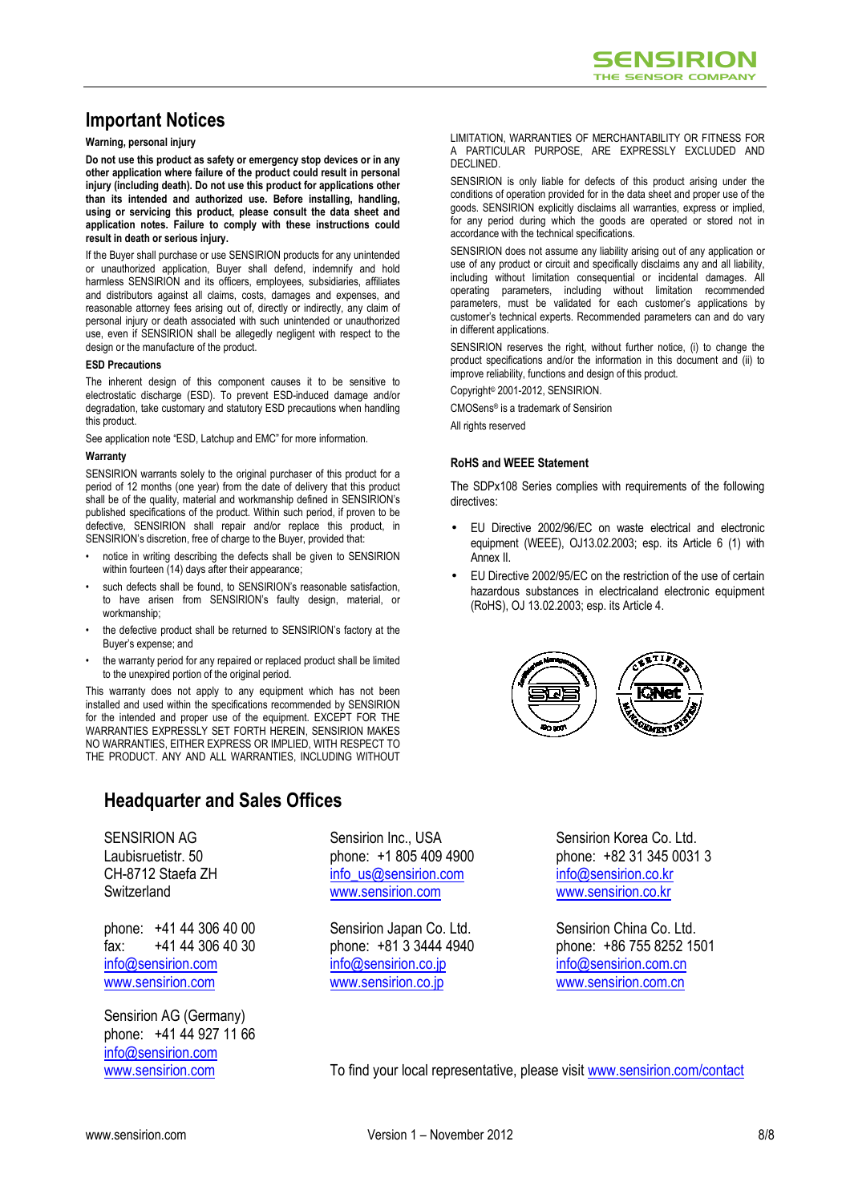## Important Notices

### Warning, personal injury

**Do not use this product as safety or emergency stop devices or in any other application where failure of the product could result in personal injury (including death). Do not use this product for applications other than its intended and authorized use. Before installing, handling, using or servicing this product, please consult the data sheet and application notes. Failure to comply with these instructions could result in death or serious injury.**

If the Buyer shall purchase or use SENSIRION products for any unintended or unauthorized application, Buyer shall defend, indemnify and hold harmless SENSIRION and its officers, employees, subsidiaries, affiliates and distributors against all claims, costs, damages and expenses, and reasonable attorney fees arising out of, directly or indirectly, any claim of personal injury or death associated with such unintended or unauthorized use, even if SENSIRION shall be allegedly negligent with respect to the design or the manufacture of the product.

### ESD Precautions

The inherent design of this component causes it to be sensitive to electrostatic discharge (ESD). To prevent ESD-induced damage and/or degradation, take customary and statutory ESD precautions when handling this product.

See application note "ESD, Latchup and EMC" for more information.

### Warranty

SENSIRION warrants solely to the original purchaser of this product for a period of 12 months (one year) from the date of delivery that this product shall be of the quality, material and workmanship defined in SENSIRION's published specifications of the product. Within such period, if proven to be defective, SENSIRION shall repair and/or replace this product, in SENSIRION's discretion, free of charge to the Buyer, provided that:

- notice in writing describing the defects shall be given to SENSIRION within fourteen (14) days after their appearance;
- such defects shall be found, to SENSIRION's reasonable satisfaction, to have arisen from SENSIRION's faulty design, material, or workmanship;
- the defective product shall be returned to SENSIRION's factory at the Buyer's expense; and
- the warranty period for any repaired or replaced product shall be limited to the unexpired portion of the original period.

This warranty does not apply to any equipment which has not been installed and used within the specifications recommended by SENSIRION for the intended and proper use of the equipment. EXCEPT FOR THE WARRANTIES EXPRESSLY SET FORTH HEREIN, SENSIRION MAKES NO WARRANTIES, EITHER EXPRESS OR IMPLIED, WITH RESPECT TO THE PRODUCT. ANY AND ALL WARRANTIES, INCLUDING WITHOUT LIMITATION, WARRANTIES OF MERCHANTABILITY OR FITNESS FOR A PARTICULAR PURPOSE, ARE EXPRESSLY EXCLUDED AND DECLINED.

SENSIRION is only liable for defects of this product arising under the conditions of operation provided for in the data sheet and proper use of the goods. SENSIRION explicitly disclaims all warranties, express or implied, for any period during which the goods are operated or stored not in accordance with the technical specifications.

SENSIRION does not assume any liability arising out of any application or use of any product or circuit and specifically disclaims any and all liability, including without limitation consequential or incidental damages. All operating parameters, including without limitation recommended parameters, must be validated for each customer's applications by customer's technical experts. Recommended parameters can and do vary in different applications.

SENSIRION reserves the right, without further notice, (i) to change the product specifications and/or the information in this document and (ii) to improve reliability, functions and design of this product.

Copyright© 2001-2012, SENSIRION.

CMOSens® is a trademark of Sensirion

All rights reserved

### RoHS and WEEE Statement

The SDPx108 Series complies with requirements of the following directives:

- EU Directive 2002/96/EC on waste electrical and electronic equipment (WEEE), OJ13.02.2003; esp. its Article 6 (1) with Annex II.
- EU Directive 2002/95/EC on the restriction of the use of certain hazardous substances in electricaland electronic equipment (RoHS), OJ 13.02.2003; esp. its Article 4.

## Headquarter and Sales Offices

SENSIRION AG
Laubisruetistr. 50
CH-8712 Staefa ZH
Switzerland

phone: +41 44 306 40 00
fax: +41 44 306 40 30
info@sensirion.com
www.sensirion.com

Sensirion AG (Germany)
phone: +41 44 927 11 66
info@sensirion.com
www.sensirion.com

Sensirion Inc., USA
phone: +1 805 409 4900
info_us@sensirion.com
www.sensirion.com

Sensirion Japan Co. Ltd.
phone: +81 3 3444 4940
info@sensirion.co.jp
www.sensirion.co.jp

Sensirion Korea Co. Ltd.
phone: +82 31 345 0031 3
info@sensirion.co.kr
www.sensirion.co.kr

Sensirion China Co. Ltd.
phone: +86 755 8252 1501
info@sensirion.com.cn
www.sensirion.com.cn

To find your local representative, please visit www.sensirion.com/contact